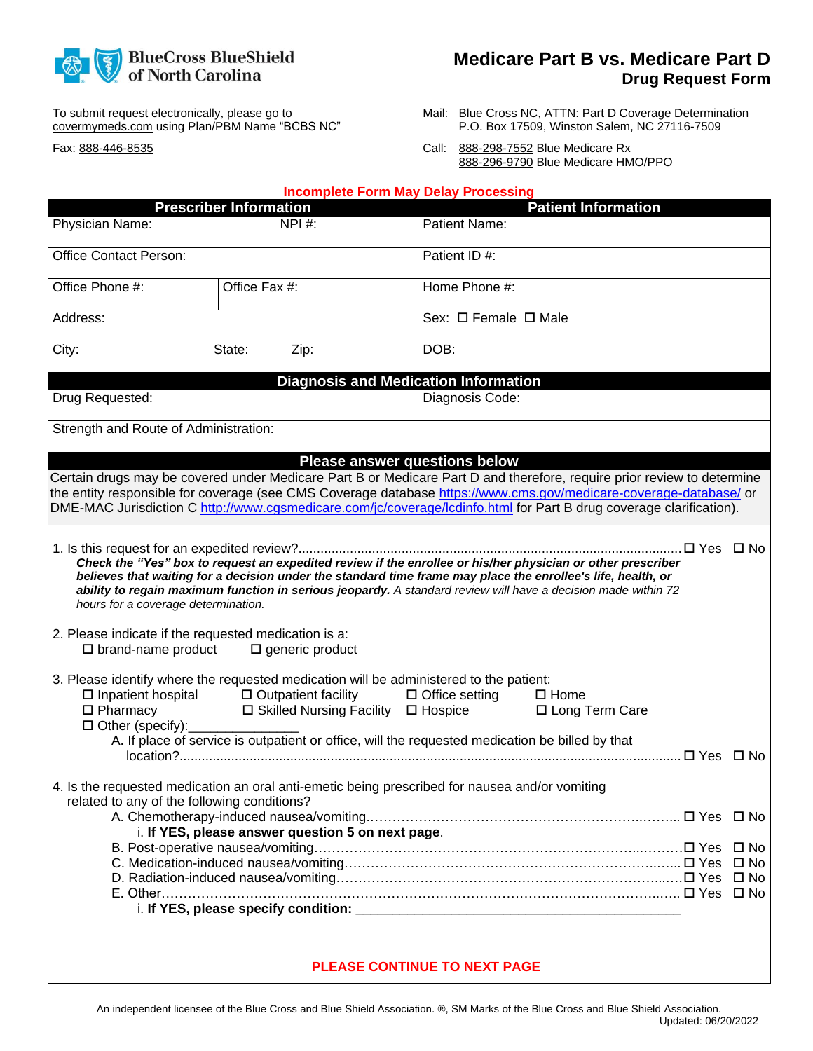BlueCross BlueShield of North Carolina

# Medicare Part B vs. Medicare Part D
## Drug Request Form

To submit request electronically, please go to covermymeds.com using Plan/PBM Name "BCBS NC"

Fax: 888-446-8535

Mail: Blue Cross NC, ATTN: Part D Coverage Determination
P.O. Box 17509, Winston Salem, NC 27116-7509

Call: 888-298-7552 Blue Medicare Rx
888-296-9790 Blue Medicare HMO/PPO

**Incomplete Form May Delay Processing**

| Prescriber Information | | Patient Information |
|---|---|---|
| Physician Name: | NPI #: | Patient Name: |
| Office Contact Person: | | Patient ID #: |
| Office Phone #: | Office Fax #: | Home Phone #: |
| Address: | | Sex: ☐ Female ☐ Male |
| City: State: | Zip: | DOB: |

| Diagnosis and Medication Information | |
|---|---|
| Drug Requested: | Diagnosis Code: |
| Strength and Route of Administration: | |

**Please answer questions below**

Certain drugs may be covered under Medicare Part B or Medicare Part D and therefore, require prior review to determine the entity responsible for coverage (see CMS Coverage database https://www.cms.gov/medicare-coverage-database/ or DME-MAC Jurisdiction C http://www.cgsmedicare.com/jc/coverage/lcdinfo.html for Part B drug coverage clarification).

1. Is this request for an expedited review?........................................ ☐ Yes ☐ No
   ***Check the "Yes" box to request an expedited review if the enrollee or his/her physician or other prescriber believes that waiting for a decision under the standard time frame may place the enrollee's life, health, or ability to regain maximum function in serious jeopardy.*** *A standard review will have a decision made within 72 hours for a coverage determination.*

2. Please indicate if the requested medication is a:
   ☐ brand-name product ☐ generic product

3. Please identify where the requested medication will be administered to the patient:
   ☐ Inpatient hospital ☐ Outpatient facility ☐ Office setting ☐ Home
   ☐ Pharmacy ☐ Skilled Nursing Facility ☐ Hospice ☐ Long Term Care
   ☐ Other (specify):_______________
   A. If place of service is outpatient or office, will the requested medication be billed by that location?........................................ ☐ Yes ☐ No

4. Is the requested medication an oral anti-emetic being prescribed for nausea and/or vomiting related to any of the following conditions?
   A. Chemotherapy-induced nausea/vomiting........................................ ☐ Yes ☐ No
      i. **If YES, please answer question 5 on next page**.
   B. Post-operative nausea/vomiting........................................ ☐ Yes ☐ No
   C. Medication-induced nausea/vomiting........................................ ☐ Yes ☐ No
   D. Radiation-induced nausea/vomiting........................................ ☐ Yes ☐ No
   E. Other........................................ ☐ Yes ☐ No
      i. **If YES, please specify condition:** _______________________________________

**PLEASE CONTINUE TO NEXT PAGE**

An independent licensee of the Blue Cross and Blue Shield Association. ®, SM Marks of the Blue Cross and Blue Shield Association.
Updated: 06/20/2022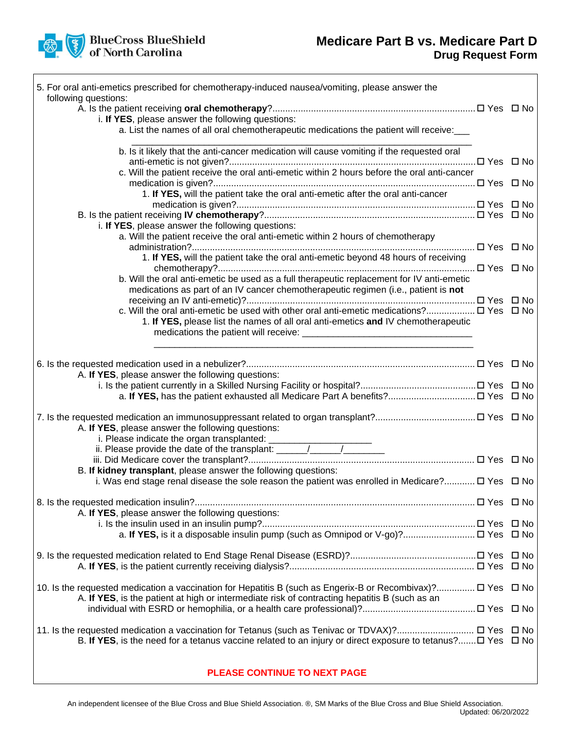5. For oral anti-emetics prescribed for chemotherapy-induced nausea/vomiting, please answer the following questions:
   - A. Is the patient receiving **oral chemotherapy**? ☐ Yes ☐ No
     - i. **If YES**, please answer the following questions:
       - a. List the names of all oral chemotherapeutic medications the patient will receive: ___ ________________________________________________
       - b. Is it likely that the anti-cancer medication will cause vomiting if the requested oral anti-emetic is not given? ☐ Yes ☐ No
       - c. Will the patient receive the oral anti-emetic within 2 hours before the oral anti-cancer medication is given? ☐ Yes ☐ No
         - 1. **If YES,** will the patient take the oral anti-emetic after the oral anti-cancer medication is given? ☐ Yes ☐ No
   - B. Is the patient receiving **IV chemotherapy**? ☐ Yes ☐ No
     - i. **If YES**, please answer the following questions:
       - a. Will the patient receive the oral anti-emetic within 2 hours of chemotherapy administration? ☐ Yes ☐ No
         - 1. **If YES,** will the patient take the oral anti-emetic beyond 48 hours of receiving chemotherapy? ☐ Yes ☐ No
       - b. Will the oral anti-emetic be used as a full therapeutic replacement for IV anti-emetic medications as part of an IV cancer chemotherapeutic regimen (i.e., patient is **not** receiving an IV anti-emetic)? ☐ Yes ☐ No
       - c. Will the oral anti-emetic be used with other oral anti-emetic medications? ☐ Yes ☐ No
         - 1. **If YES,** please list the names of all oral anti-emetics **and** IV chemotherapeutic medications the patient will receive: ________________________________ ________________________________________________

6. Is the requested medication used in a nebulizer? ☐ Yes ☐ No
   - A. **If YES**, please answer the following questions:
     - i. Is the patient currently in a Skilled Nursing Facility or hospital? ☐ Yes ☐ No
       - a. **If YES,** has the patient exhausted all Medicare Part A benefits? ☐ Yes ☐ No

7. Is the requested medication an immunosuppressant related to organ transplant? ☐ Yes ☐ No
   - A. **If YES**, please answer the following questions:
     - i. Please indicate the organ transplanted: ____________________
     - ii. Please provide the date of the transplant: ______/______/________
     - iii. Did Medicare cover the transplant? ☐ Yes ☐ No
   - B. **If kidney transplant**, please answer the following questions:
     - i. Was end stage renal disease the sole reason the patient was enrolled in Medicare? ☐ Yes ☐ No

8. Is the requested medication insulin? ☐ Yes ☐ No
   - A. **If YES**, please answer the following questions:
     - i. Is the insulin used in an insulin pump? ☐ Yes ☐ No
       - a. **If YES,** is it a disposable insulin pump (such as Omnipod or V-go)? ☐ Yes ☐ No

9. Is the requested medication related to End Stage Renal Disease (ESRD)? ☐ Yes ☐ No
   - A. **If YES**, is the patient currently receiving dialysis? ☐ Yes ☐ No

10. Is the requested medication a vaccination for Hepatitis B (such as Engerix-B or Recombivax)? ☐ Yes ☐ No
    - A. **If YES**, is the patient at high or intermediate risk of contracting hepatitis B (such as an individual with ESRD or hemophilia, or a health care professional)? ☐ Yes ☐ No

11. Is the requested medication a vaccination for Tetanus (such as Tenivac or TDVAX)? ☐ Yes ☐ No
    - B. **If YES**, is the need for a tetanus vaccine related to an injury or direct exposure to tetanus? ☐ Yes ☐ No

**PLEASE CONTINUE TO NEXT PAGE**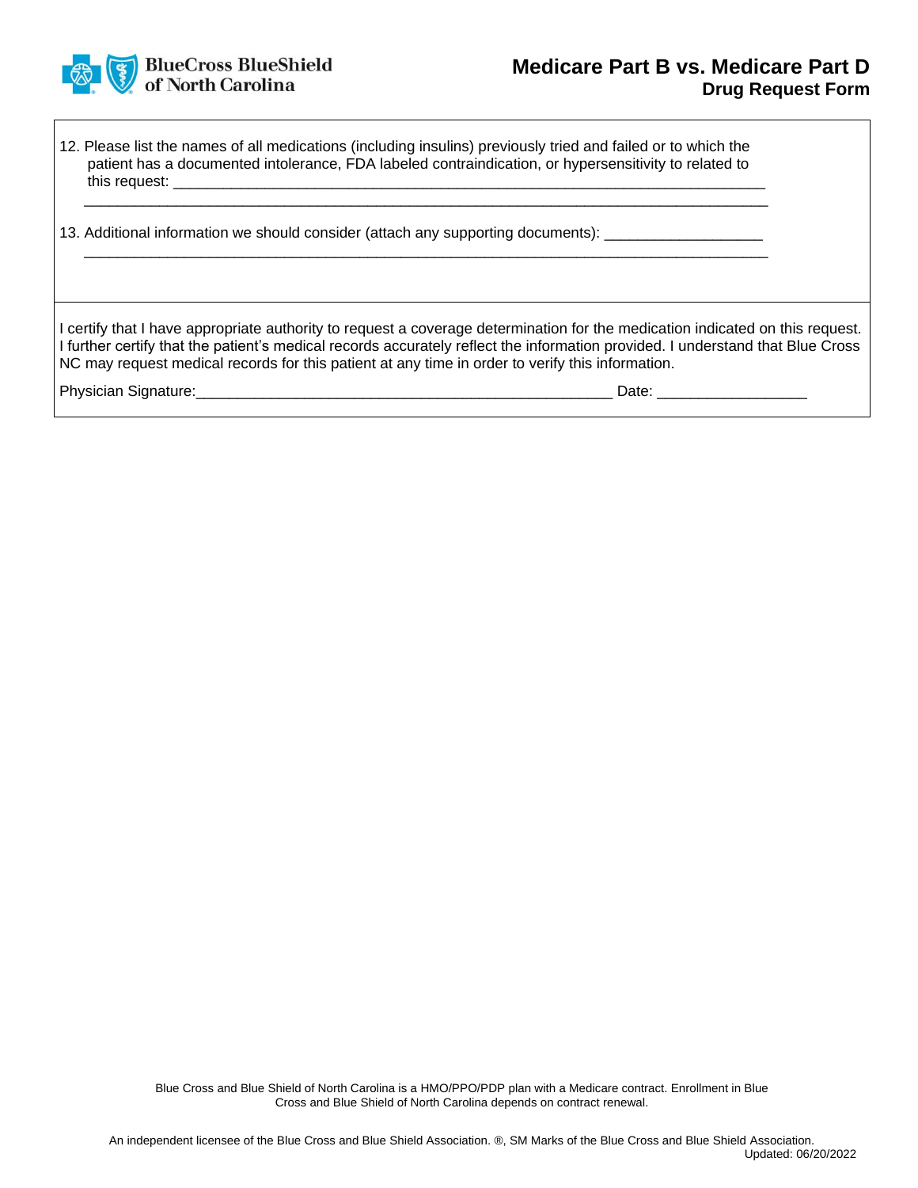12. Please list the names of all medications (including insulins) previously tried and failed or to which the patient has a documented intolerance, FDA labeled contraindication, or hypersensitivity to related to this request: ___________________________________________________________________________
___________________________________________________________________________________

13. Additional information we should consider (attach any supporting documents): ___________________
___________________________________________________________________________________

I certify that I have appropriate authority to request a coverage determination for the medication indicated on this request. I further certify that the patient's medical records accurately reflect the information provided. I understand that Blue Cross NC may request medical records for this patient at any time in order to verify this information.

Physician Signature:_____________________________________________________ Date: __________________

Blue Cross and Blue Shield of North Carolina is a HMO/PPO/PDP plan with a Medicare contract. Enrollment in Blue Cross and Blue Shield of North Carolina depends on contract renewal.

An independent licensee of the Blue Cross and Blue Shield Association. ®, SM Marks of the Blue Cross and Blue Shield Association.
Updated: 06/20/2022